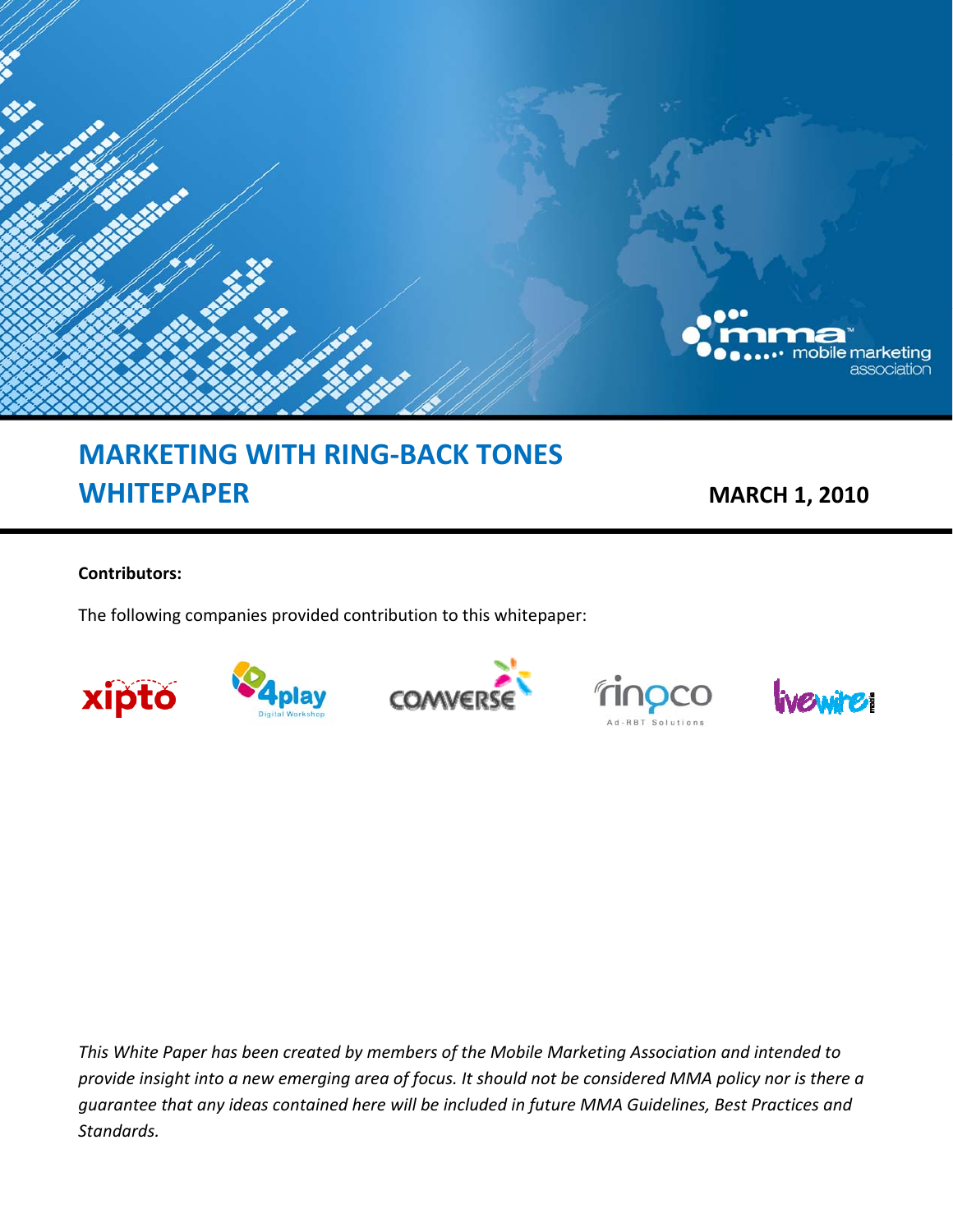# MARKETING WITH RING-BACK TONES WHITEPAPER

**MARCH 1, 2010**

**Contributors:**

The following companies provided contribution to this whitepaper:

*This White Paper has been created by members of the Mobile Marketing Association and intended to provide insight into a new emerging area of focus. It should not be considered MMA policy nor is there a guarantee that any ideas contained here will be included in future MMA Guidelines, Best Practices and Standards.*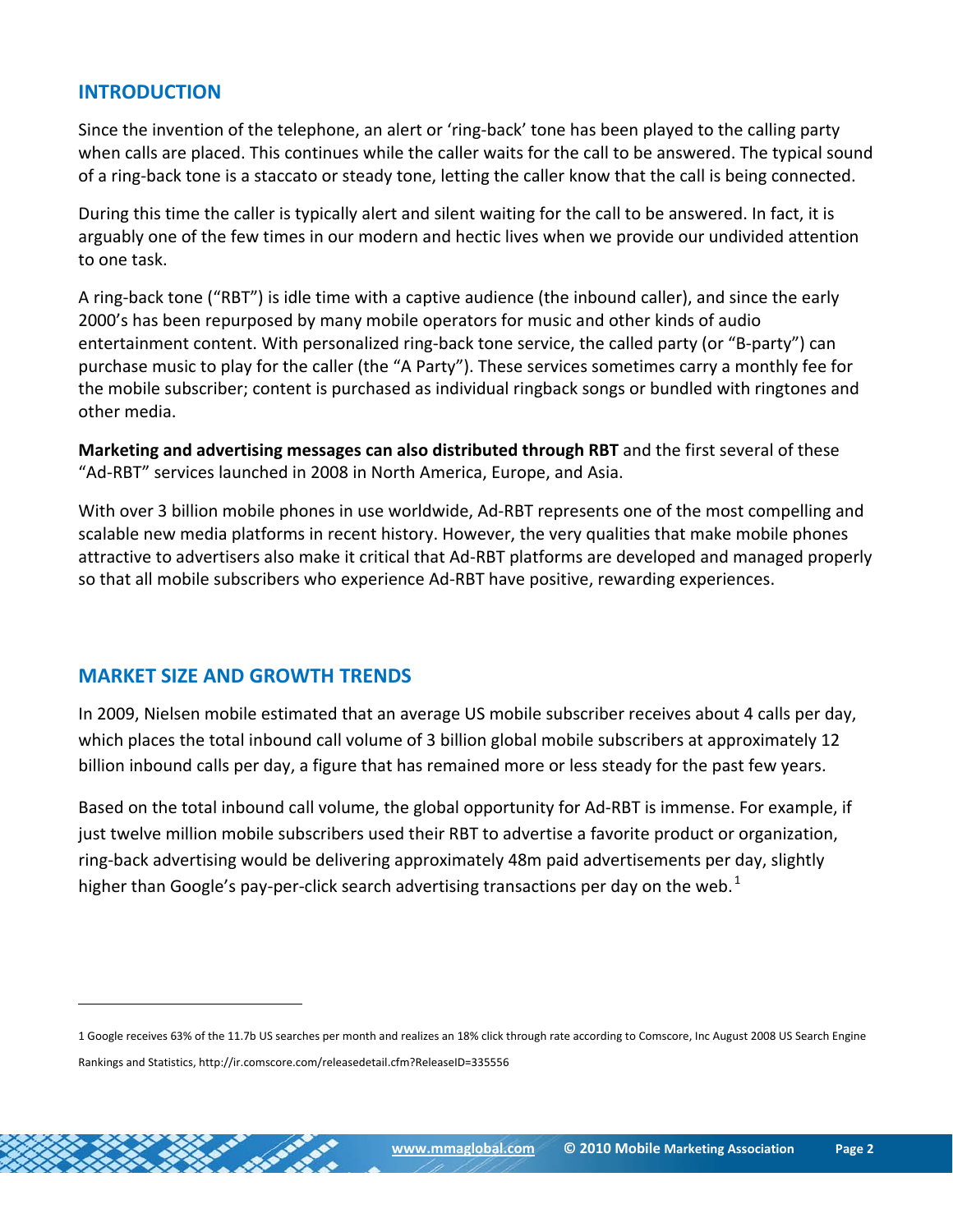## INTRODUCTION

Since the invention of the telephone, an alert or 'ring-back' tone has been played to the calling party when calls are placed. This continues while the caller waits for the call to be answered. The typical sound of a ring-back tone is a staccato or steady tone, letting the caller know that the call is being connected.

During this time the caller is typically alert and silent waiting for the call to be answered. In fact, it is arguably one of the few times in our modern and hectic lives when we provide our undivided attention to one task.

A ring-back tone ("RBT") is idle time with a captive audience (the inbound caller), and since the early 2000's has been repurposed by many mobile operators for music and other kinds of audio entertainment content. With personalized ring-back tone service, the called party (or "B-party") can purchase music to play for the caller (the "A Party"). These services sometimes carry a monthly fee for the mobile subscriber; content is purchased as individual ringback songs or bundled with ringtones and other media.

**Marketing and advertising messages can also distributed through RBT** and the first several of these "Ad-RBT" services launched in 2008 in North America, Europe, and Asia.

With over 3 billion mobile phones in use worldwide, Ad-RBT represents one of the most compelling and scalable new media platforms in recent history. However, the very qualities that make mobile phones attractive to advertisers also make it critical that Ad-RBT platforms are developed and managed properly so that all mobile subscribers who experience Ad-RBT have positive, rewarding experiences.

## MARKET SIZE AND GROWTH TRENDS

In 2009, Nielsen mobile estimated that an average US mobile subscriber receives about 4 calls per day, which places the total inbound call volume of 3 billion global mobile subscribers at approximately 12 billion inbound calls per day, a figure that has remained more or less steady for the past few years.

Based on the total inbound call volume, the global opportunity for Ad-RBT is immense. For example, if just twelve million mobile subscribers used their RBT to advertise a favorite product or organization, ring-back advertising would be delivering approximately 48m paid advertisements per day, slightly higher than Google's pay-per-click search advertising transactions per day on the web.[1]

---

1 Google receives 63% of the 11.7b US searches per month and realizes an 18% click through rate according to Comscore, Inc August 2008 US Search Engine Rankings and Statistics, http://ir.comscore.com/releasedetail.cfm?ReleaseID=335556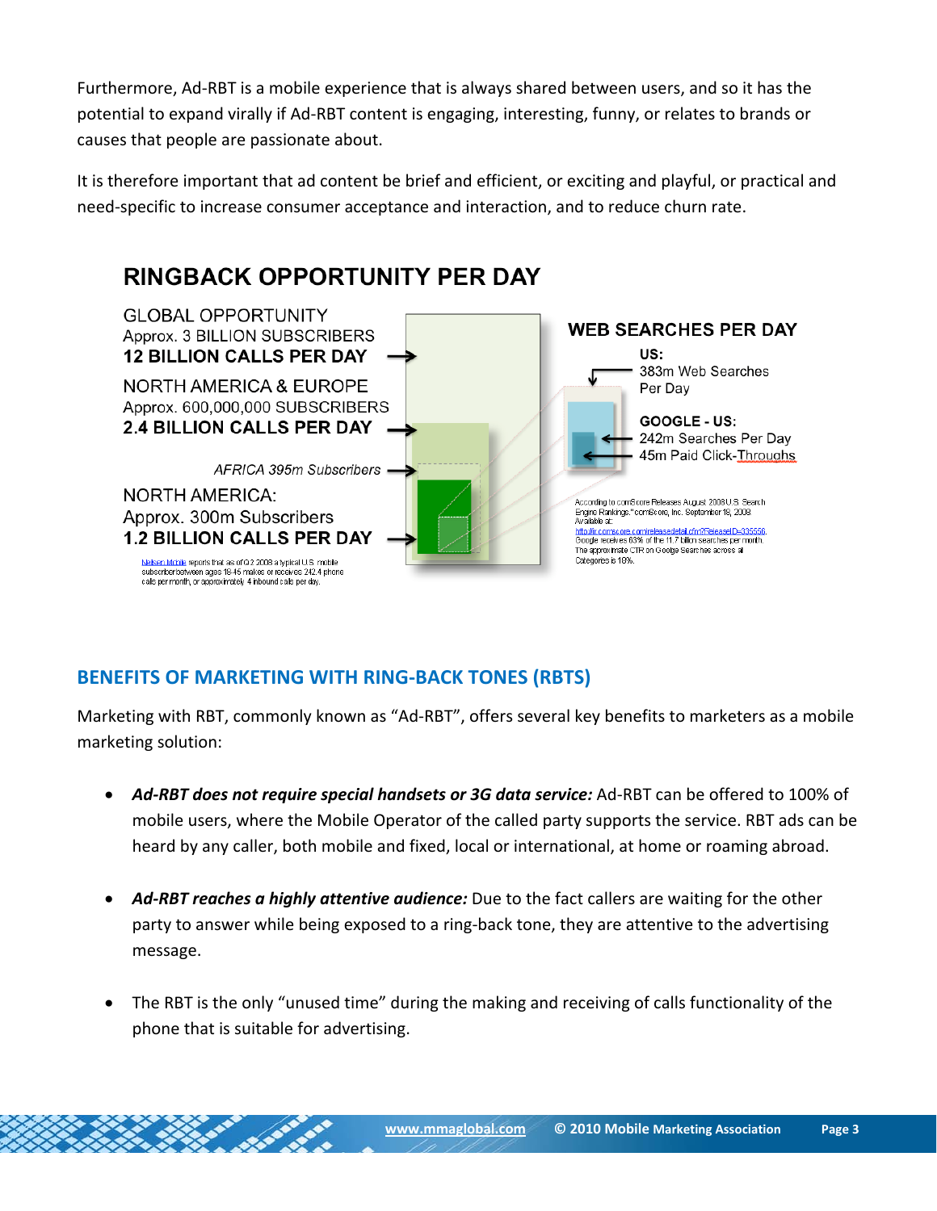Furthermore, Ad-RBT is a mobile experience that is always shared between users, and so it has the potential to expand virally if Ad-RBT content is engaging, interesting, funny, or relates to brands or causes that people are passionate about.

It is therefore important that ad content be brief and efficient, or exciting and playful, or practical and need-specific to increase consumer acceptance and interaction, and to reduce churn rate.

**RINGBACK OPPORTUNITY PER DAY**

GLOBAL OPPORTUNITY
Approx. 3 BILLION SUBSCRIBERS
**12 BILLION CALLS PER DAY**

NORTH AMERICA & EUROPE
Approx. 600,000,000 SUBSCRIBERS
**2.4 BILLION CALLS PER DAY**

*AFRICA 395m Subscribers*

NORTH AMERICA:
Approx. 300m Subscribers
**1.2 BILLION CALLS PER DAY**

Nielsen Mobile reports that as of Q2 2008 a typical U.S. mobile subscriber between ages 18-45 makes or receives 242.4 phone calls per month, or approximately 4 inbound calls per day.

**WEB SEARCHES PER DAY**

**US:**
383m Web Searches Per Day

**GOOGLE - US:**
242m Searches Per Day
45m Paid Click-Throughs

According to comScore Releases August 2008 U.S. Search Engine Rankings." comScore, Inc. September 18, 2008. Available at: http://ir.comscore.com/releasedetail.cfm?ReleaseID=335556. Google receives 63% of the 11.7 billion searches per month. The approximate CTR on Google Searches across all Categories is 18%.

## BENEFITS OF MARKETING WITH RING-BACK TONES (RBTS)

Marketing with RBT, commonly known as "Ad-RBT", offers several key benefits to marketers as a mobile marketing solution:

- ***Ad-RBT does not require special handsets or 3G data service:*** Ad-RBT can be offered to 100% of mobile users, where the Mobile Operator of the called party supports the service. RBT ads can be heard by any caller, both mobile and fixed, local or international, at home or roaming abroad.
- ***Ad-RBT reaches a highly attentive audience:*** Due to the fact callers are waiting for the other party to answer while being exposed to a ring-back tone, they are attentive to the advertising message.
- The RBT is the only "unused time" during the making and receiving of calls functionality of the phone that is suitable for advertising.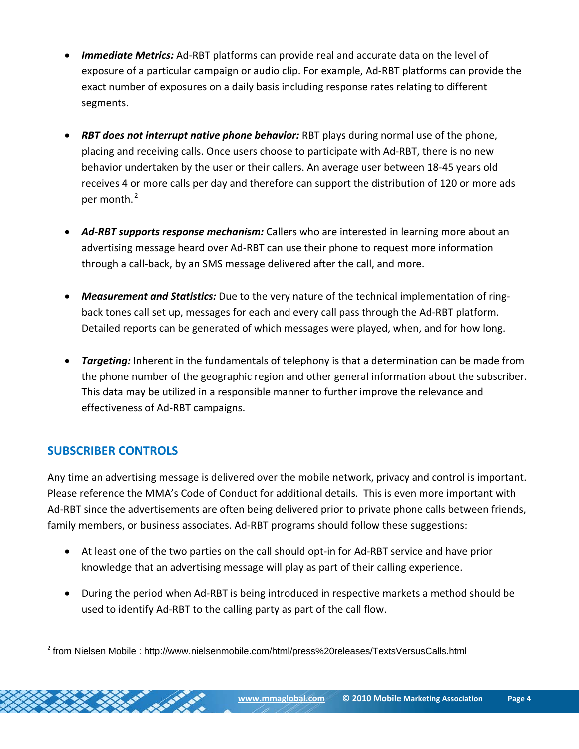- ***Immediate Metrics:*** Ad-RBT platforms can provide real and accurate data on the level of exposure of a particular campaign or audio clip. For example, Ad-RBT platforms can provide the exact number of exposures on a daily basis including response rates relating to different segments.

- ***RBT does not interrupt native phone behavior:*** RBT plays during normal use of the phone, placing and receiving calls. Once users choose to participate with Ad-RBT, there is no new behavior undertaken by the user or their callers. An average user between 18-45 years old receives 4 or more calls per day and therefore can support the distribution of 120 or more ads per month.[2]

- ***Ad-RBT supports response mechanism:*** Callers who are interested in learning more about an advertising message heard over Ad-RBT can use their phone to request more information through a call-back, by an SMS message delivered after the call, and more.

- ***Measurement and Statistics:*** Due to the very nature of the technical implementation of ring-back tones call set up, messages for each and every call pass through the Ad-RBT platform. Detailed reports can be generated of which messages were played, when, and for how long.

- ***Targeting:*** Inherent in the fundamentals of telephony is that a determination can be made from the phone number of the geographic region and other general information about the subscriber. This data may be utilized in a responsible manner to further improve the relevance and effectiveness of Ad-RBT campaigns.

## SUBSCRIBER CONTROLS

Any time an advertising message is delivered over the mobile network, privacy and control is important. Please reference the MMA's Code of Conduct for additional details. This is even more important with Ad-RBT since the advertisements are often being delivered prior to private phone calls between friends, family members, or business associates. Ad-RBT programs should follow these suggestions:

- At least one of the two parties on the call should opt-in for Ad-RBT service and have prior knowledge that an advertising message will play as part of their calling experience.

- During the period when Ad-RBT is being introduced in respective markets a method should be used to identify Ad-RBT to the calling party as part of the call flow.

---

[2] from Nielsen Mobile : http://www.nielsenmobile.com/html/press%20releases/TextsVersusCalls.html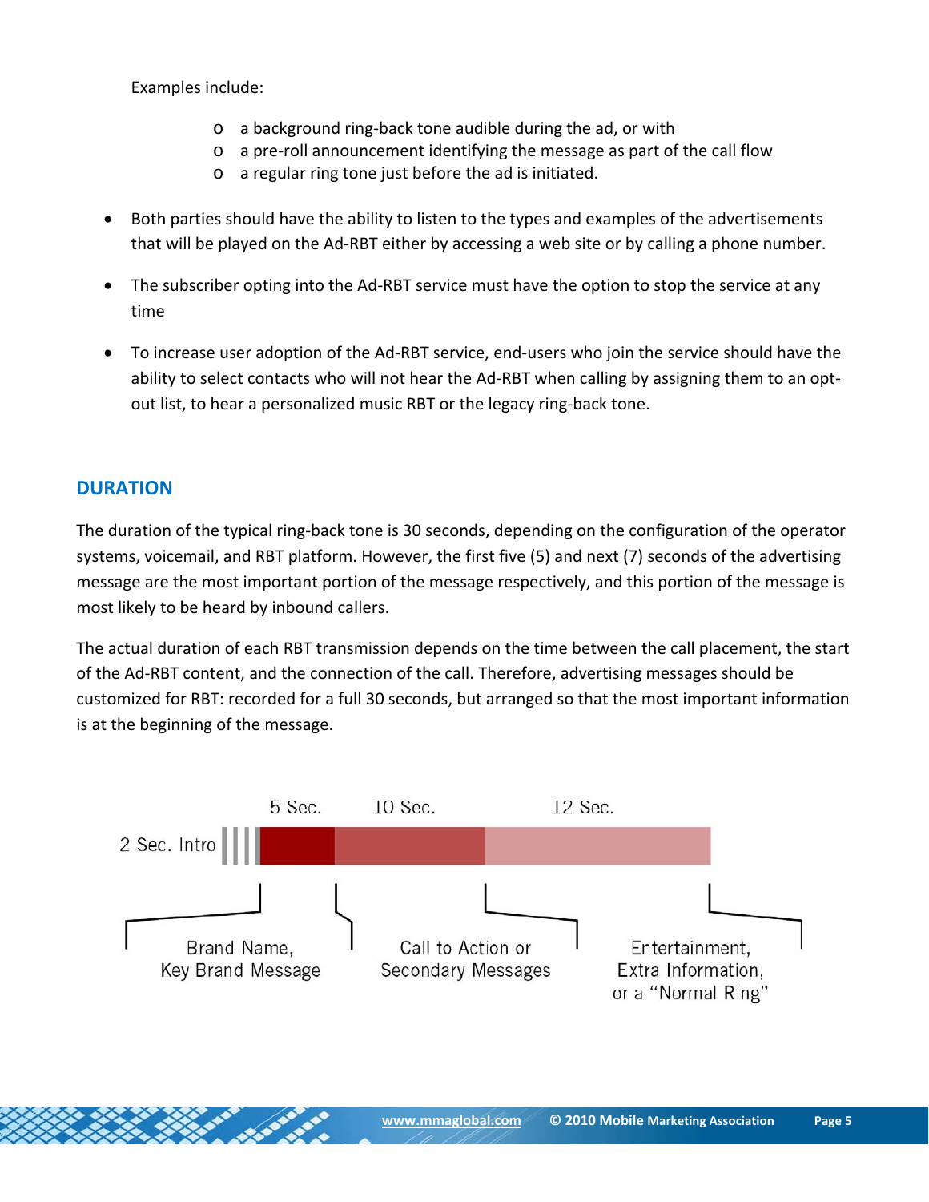Examples include:

- o a background ring-back tone audible during the ad, or with
- o a pre-roll announcement identifying the message as part of the call flow
- o a regular ring tone just before the ad is initiated.

- Both parties should have the ability to listen to the types and examples of the advertisements that will be played on the Ad-RBT either by accessing a web site or by calling a phone number.
- The subscriber opting into the Ad-RBT service must have the option to stop the service at any time
- To increase user adoption of the Ad-RBT service, end-users who join the service should have the ability to select contacts who will not hear the Ad-RBT when calling by assigning them to an opt-out list, to hear a personalized music RBT or the legacy ring-back tone.

## DURATION

The duration of the typical ring-back tone is 30 seconds, depending on the configuration of the operator systems, voicemail, and RBT platform. However, the first five (5) and next (7) seconds of the advertising message are the most important portion of the message respectively, and this portion of the message is most likely to be heard by inbound callers.

The actual duration of each RBT transmission depends on the time between the call placement, the start of the Ad-RBT content, and the connection of the call. Therefore, advertising messages should be customized for RBT: recorded for a full 30 seconds, but arranged so that the most important information is at the beginning of the message.

2 Sec. Intro | 5 Sec. | 10 Sec. | 12 Sec.

Brand Name, Key Brand Message | Call to Action or Secondary Messages | Entertainment, Extra Information, or a "Normal Ring"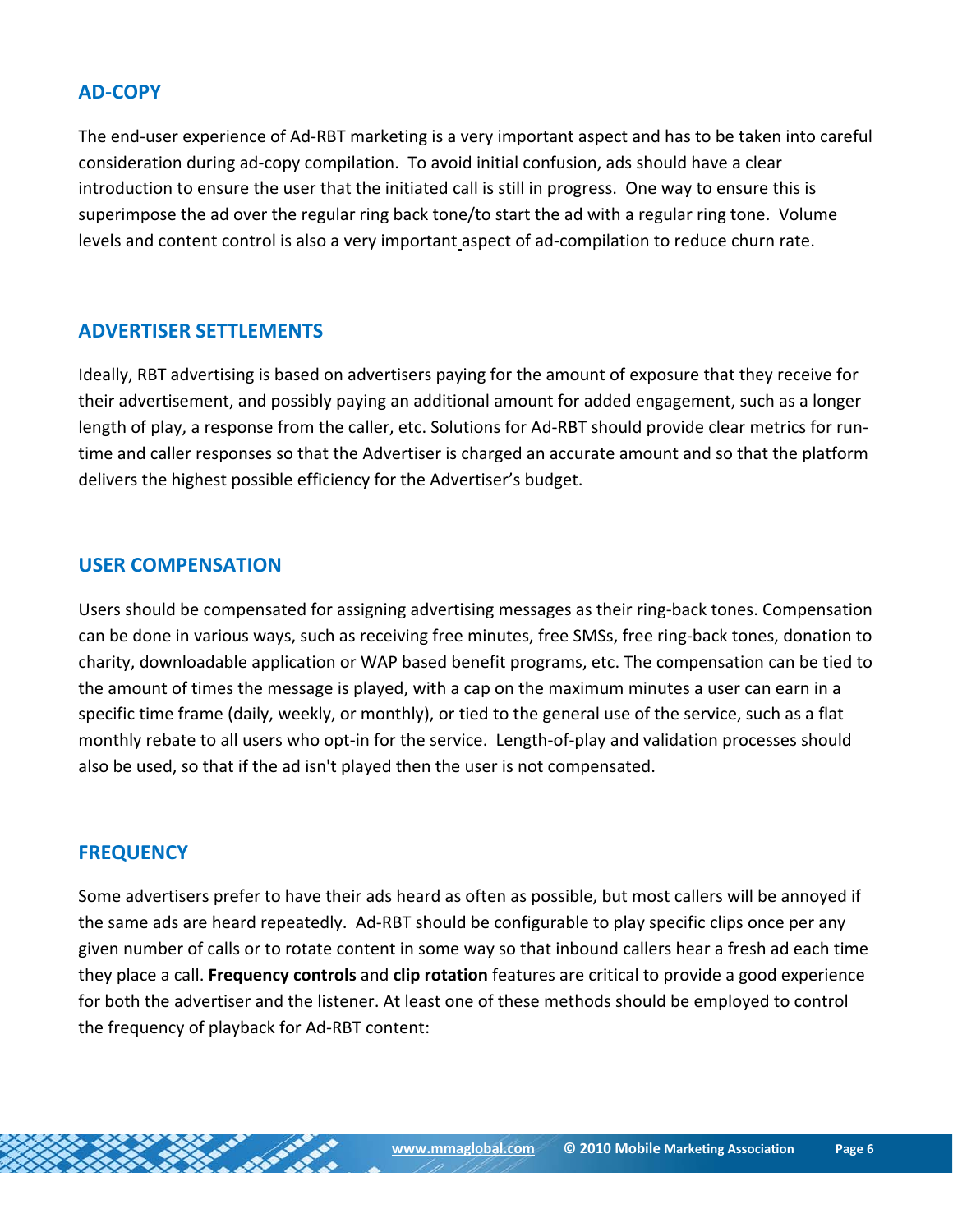## AD-COPY

The end-user experience of Ad-RBT marketing is a very important aspect and has to be taken into careful consideration during ad-copy compilation. To avoid initial confusion, ads should have a clear introduction to ensure the user that the initiated call is still in progress. One way to ensure this is superimpose the ad over the regular ring back tone/to start the ad with a regular ring tone. Volume levels and content control is also a very important aspect of ad-compilation to reduce churn rate.

## ADVERTISER SETTLEMENTS

Ideally, RBT advertising is based on advertisers paying for the amount of exposure that they receive for their advertisement, and possibly paying an additional amount for added engagement, such as a longer length of play, a response from the caller, etc. Solutions for Ad-RBT should provide clear metrics for run-time and caller responses so that the Advertiser is charged an accurate amount and so that the platform delivers the highest possible efficiency for the Advertiser's budget.

## USER COMPENSATION

Users should be compensated for assigning advertising messages as their ring-back tones. Compensation can be done in various ways, such as receiving free minutes, free SMSs, free ring-back tones, donation to charity, downloadable application or WAP based benefit programs, etc. The compensation can be tied to the amount of times the message is played, with a cap on the maximum minutes a user can earn in a specific time frame (daily, weekly, or monthly), or tied to the general use of the service, such as a flat monthly rebate to all users who opt-in for the service. Length-of-play and validation processes should also be used, so that if the ad isn't played then the user is not compensated.

## FREQUENCY

Some advertisers prefer to have their ads heard as often as possible, but most callers will be annoyed if the same ads are heard repeatedly. Ad-RBT should be configurable to play specific clips once per any given number of calls or to rotate content in some way so that inbound callers hear a fresh ad each time they place a call. **Frequency controls** and **clip rotation** features are critical to provide a good experience for both the advertiser and the listener. At least one of these methods should be employed to control the frequency of playback for Ad-RBT content: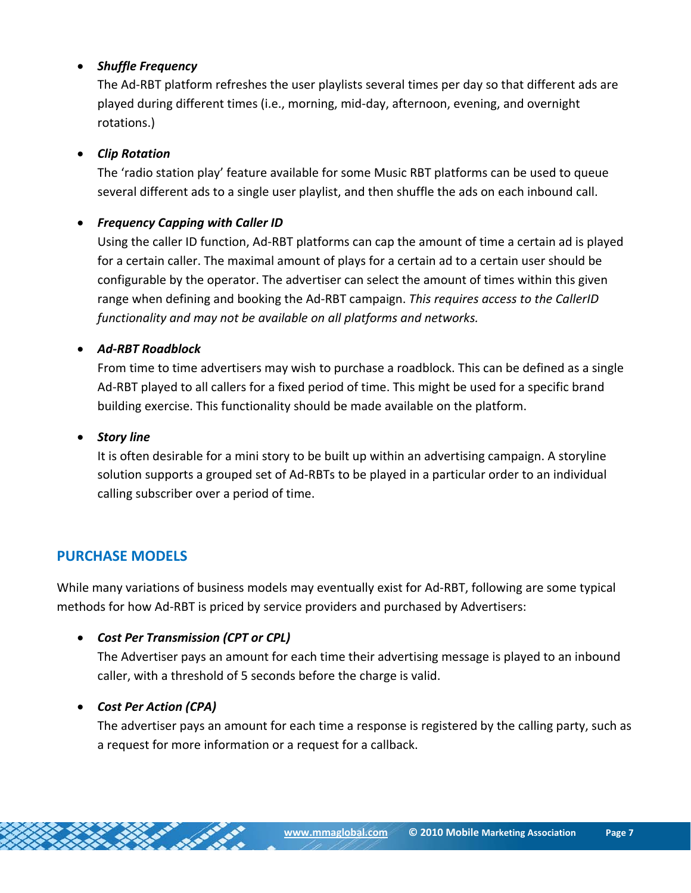- ***Shuffle Frequency***
  The Ad-RBT platform refreshes the user playlists several times per day so that different ads are played during different times (i.e., morning, mid-day, afternoon, evening, and overnight rotations.)

- ***Clip Rotation***
  The 'radio station play' feature available for some Music RBT platforms can be used to queue several different ads to a single user playlist, and then shuffle the ads on each inbound call.

- ***Frequency Capping with Caller ID***
  Using the caller ID function, Ad-RBT platforms can cap the amount of time a certain ad is played for a certain caller. The maximal amount of plays for a certain ad to a certain user should be configurable by the operator. The advertiser can select the amount of times within this given range when defining and booking the Ad-RBT campaign. *This requires access to the CallerID functionality and may not be available on all platforms and networks.*

- ***Ad-RBT Roadblock***
  From time to time advertisers may wish to purchase a roadblock. This can be defined as a single Ad-RBT played to all callers for a fixed period of time. This might be used for a specific brand building exercise. This functionality should be made available on the platform.

- ***Story line***
  It is often desirable for a mini story to be built up within an advertising campaign. A storyline solution supports a grouped set of Ad-RBTs to be played in a particular order to an individual calling subscriber over a period of time.

## PURCHASE MODELS

While many variations of business models may eventually exist for Ad-RBT, following are some typical methods for how Ad-RBT is priced by service providers and purchased by Advertisers:

- ***Cost Per Transmission (CPT or CPL)***
  The Advertiser pays an amount for each time their advertising message is played to an inbound caller, with a threshold of 5 seconds before the charge is valid.

- ***Cost Per Action (CPA)***
  The advertiser pays an amount for each time a response is registered by the calling party, such as a request for more information or a request for a callback.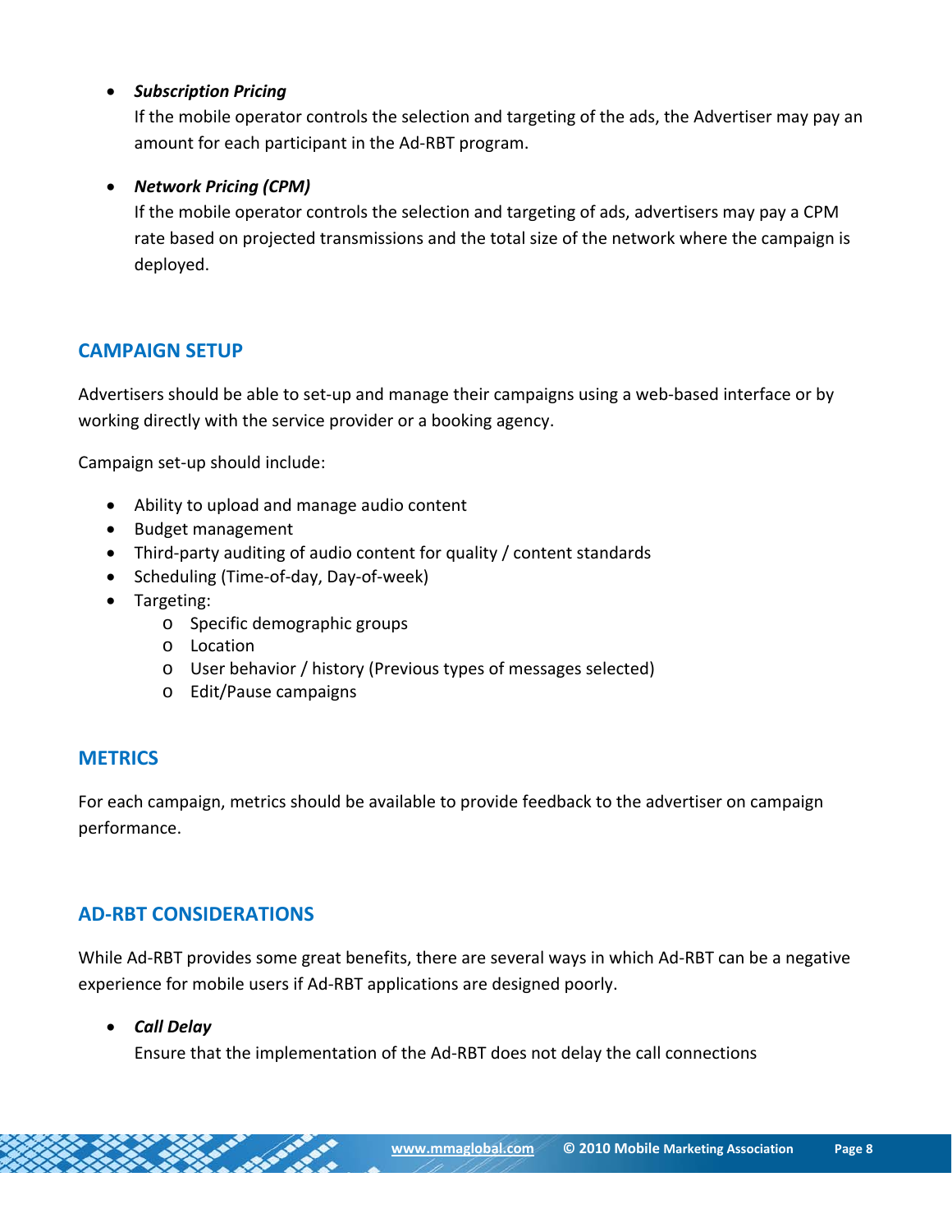- ***Subscription Pricing***
  If the mobile operator controls the selection and targeting of the ads, the Advertiser may pay an amount for each participant in the Ad-RBT program.

- ***Network Pricing (CPM)***
  If the mobile operator controls the selection and targeting of ads, advertisers may pay a CPM rate based on projected transmissions and the total size of the network where the campaign is deployed.

## CAMPAIGN SETUP

Advertisers should be able to set-up and manage their campaigns using a web-based interface or by working directly with the service provider or a booking agency.

Campaign set-up should include:

- Ability to upload and manage audio content
- Budget management
- Third-party auditing of audio content for quality / content standards
- Scheduling (Time-of-day, Day-of-week)
- Targeting:
  - Specific demographic groups
  - Location
  - User behavior / history (Previous types of messages selected)
  - Edit/Pause campaigns

## METRICS

For each campaign, metrics should be available to provide feedback to the advertiser on campaign performance.

## AD-RBT CONSIDERATIONS

While Ad-RBT provides some great benefits, there are several ways in which Ad-RBT can be a negative experience for mobile users if Ad-RBT applications are designed poorly.

- ***Call Delay***
  Ensure that the implementation of the Ad-RBT does not delay the call connections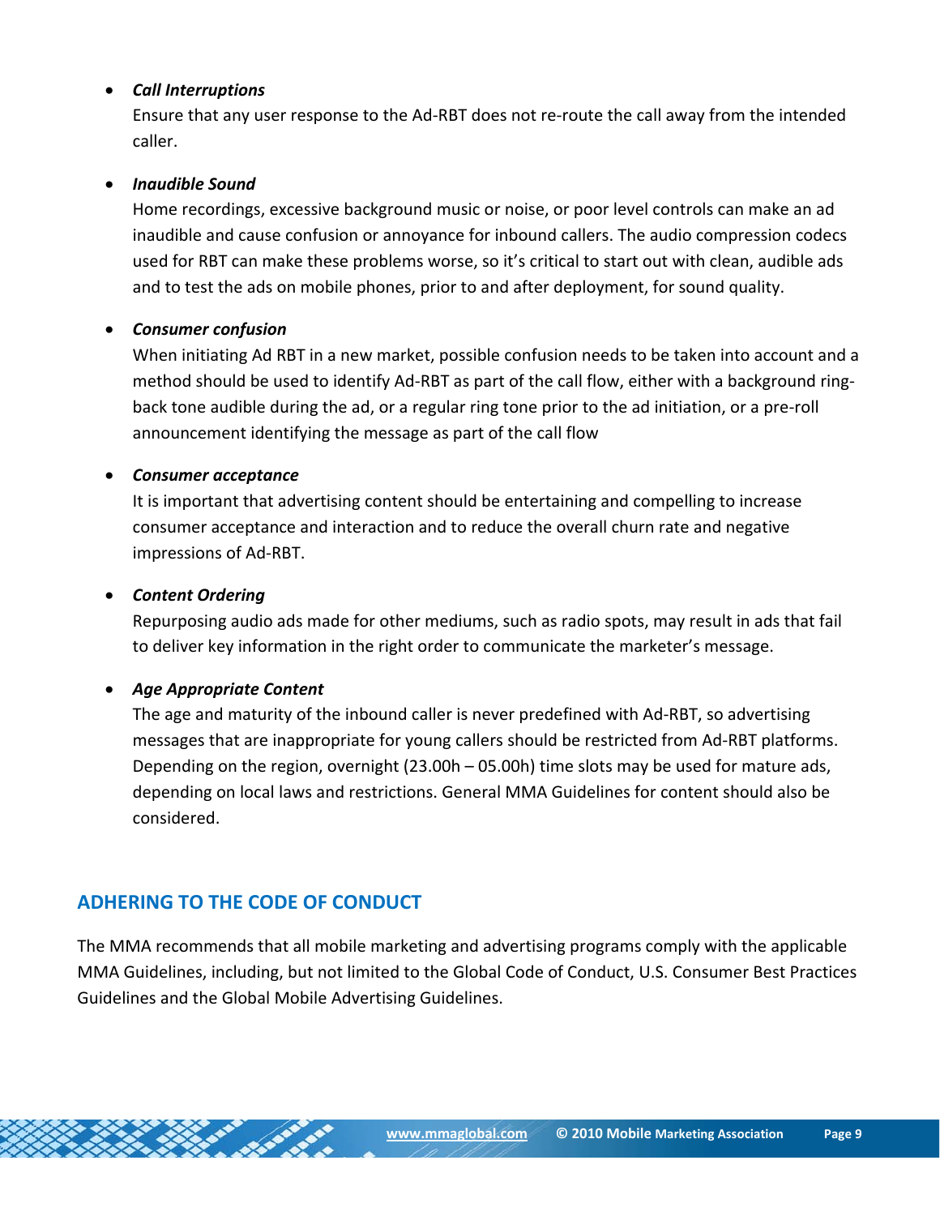- ***Call Interruptions***
  Ensure that any user response to the Ad-RBT does not re-route the call away from the intended caller.

- ***Inaudible Sound***
  Home recordings, excessive background music or noise, or poor level controls can make an ad inaudible and cause confusion or annoyance for inbound callers. The audio compression codecs used for RBT can make these problems worse, so it's critical to start out with clean, audible ads and to test the ads on mobile phones, prior to and after deployment, for sound quality.

- ***Consumer confusion***
  When initiating Ad RBT in a new market, possible confusion needs to be taken into account and a method should be used to identify Ad-RBT as part of the call flow, either with a background ring-back tone audible during the ad, or a regular ring tone prior to the ad initiation, or a pre-roll announcement identifying the message as part of the call flow

- ***Consumer acceptance***
  It is important that advertising content should be entertaining and compelling to increase consumer acceptance and interaction and to reduce the overall churn rate and negative impressions of Ad-RBT.

- ***Content Ordering***
  Repurposing audio ads made for other mediums, such as radio spots, may result in ads that fail to deliver key information in the right order to communicate the marketer's message.

- ***Age Appropriate Content***
  The age and maturity of the inbound caller is never predefined with Ad-RBT, so advertising messages that are inappropriate for young callers should be restricted from Ad-RBT platforms. Depending on the region, overnight (23.00h – 05.00h) time slots may be used for mature ads, depending on local laws and restrictions. General MMA Guidelines for content should also be considered.

## ADHERING TO THE CODE OF CONDUCT

The MMA recommends that all mobile marketing and advertising programs comply with the applicable MMA Guidelines, including, but not limited to the Global Code of Conduct, U.S. Consumer Best Practices Guidelines and the Global Mobile Advertising Guidelines.